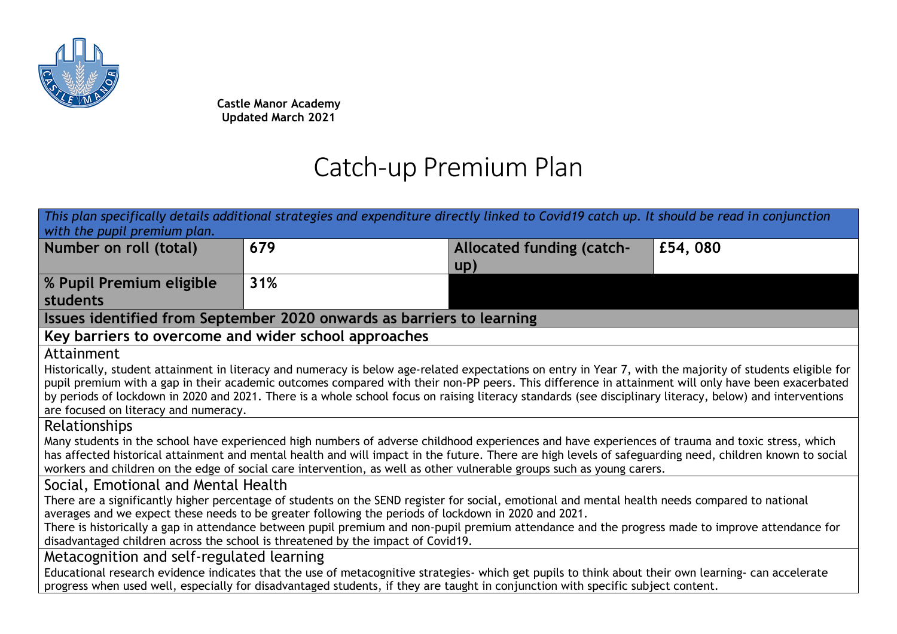**Castle Manor Academy**
**Updated March 2021**

# Catch-up Premium Plan

| *This plan specifically details additional strategies and expenditure directly linked to Covid19 catch up. It should be read in conjunction with the pupil premium plan.* | | | |
|---|---|---|---|
| **Number on roll (total)** | **679** | **Allocated funding (catch-up)** | **£54, 080** |
| **% Pupil Premium eligible students** | **31%** | | |

**Issues identified from September 2020 onwards as barriers to learning**

**Key barriers to overcome and wider school approaches**

### Attainment

Historically, student attainment in literacy and numeracy is below age-related expectations on entry in Year 7, with the majority of students eligible for pupil premium with a gap in their academic outcomes compared with their non-PP peers. This difference in attainment will only have been exacerbated by periods of lockdown in 2020 and 2021. There is a whole school focus on raising literacy standards (see disciplinary literacy, below) and interventions are focused on literacy and numeracy.

### Relationships

Many students in the school have experienced high numbers of adverse childhood experiences and have experiences of trauma and toxic stress, which has affected historical attainment and mental health and will impact in the future. There are high levels of safeguarding need, children known to social workers and children on the edge of social care intervention, as well as other vulnerable groups such as young carers.

### Social, Emotional and Mental Health

There are a significantly higher percentage of students on the SEND register for social, emotional and mental health needs compared to national averages and we expect these needs to be greater following the periods of lockdown in 2020 and 2021.

There is historically a gap in attendance between pupil premium and non-pupil premium attendance and the progress made to improve attendance for disadvantaged children across the school is threatened by the impact of Covid19.

### Metacognition and self-regulated learning

Educational research evidence indicates that the use of metacognitive strategies- which get pupils to think about their own learning- can accelerate progress when used well, especially for disadvantaged students, if they are taught in conjunction with specific subject content.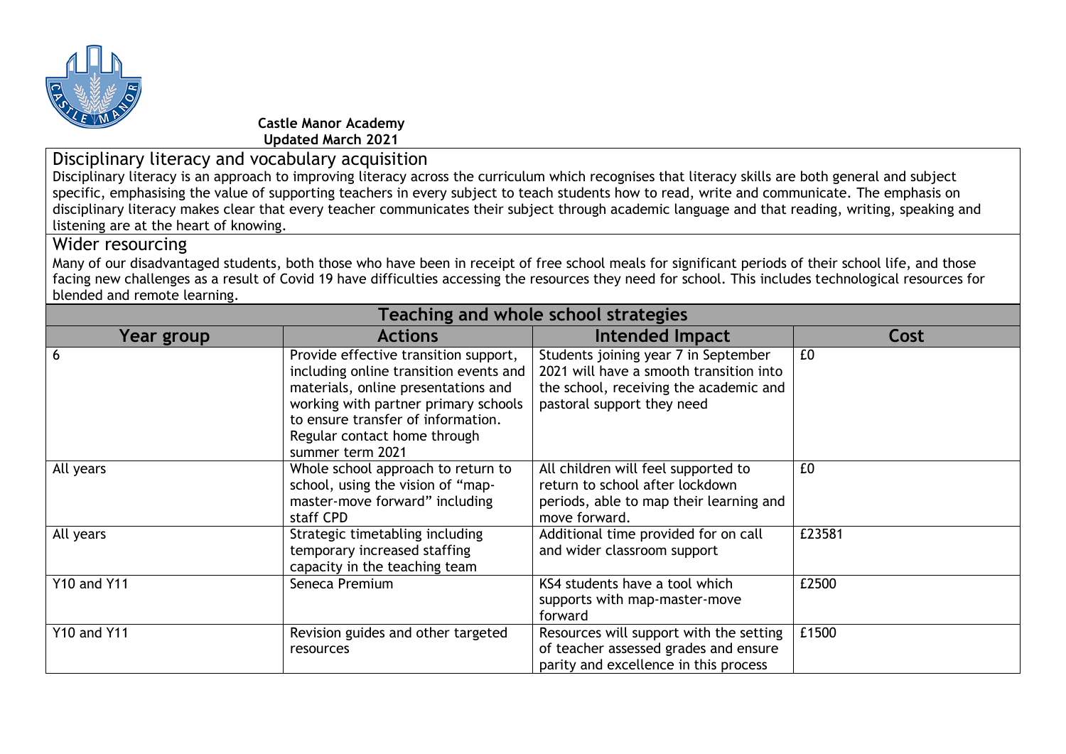**Castle Manor Academy**
**Updated March 2021**

## Disciplinary literacy and vocabulary acquisition

Disciplinary literacy is an approach to improving literacy across the curriculum which recognises that literacy skills are both general and subject specific, emphasising the value of supporting teachers in every subject to teach students how to read, write and communicate. The emphasis on disciplinary literacy makes clear that every teacher communicates their subject through academic language and that reading, writing, speaking and listening are at the heart of knowing.

## Wider resourcing

Many of our disadvantaged students, both those who have been in receipt of free school meals for significant periods of their school life, and those facing new challenges as a result of Covid 19 have difficulties accessing the resources they need for school. This includes technological resources for blended and remote learning.

| Teaching and whole school strategies | | | |
|---|---|---|---|
| **Year group** | **Actions** | **Intended Impact** | **Cost** |
| 6 | Provide effective transition support, including online transition events and materials, online presentations and working with partner primary schools to ensure transfer of information. Regular contact home through summer term 2021 | Students joining year 7 in September 2021 will have a smooth transition into the school, receiving the academic and pastoral support they need | £0 |
| All years | Whole school approach to return to school, using the vision of "map-master-move forward" including staff CPD | All children will feel supported to return to school after lockdown periods, able to map their learning and move forward. | £0 |
| All years | Strategic timetabling including temporary increased staffing capacity in the teaching team | Additional time provided for on call and wider classroom support | £23581 |
| Y10 and Y11 | Seneca Premium | KS4 students have a tool which supports with map-master-move forward | £2500 |
| Y10 and Y11 | Revision guides and other targeted resources | Resources will support with the setting of teacher assessed grades and ensure parity and excellence in this process | £1500 |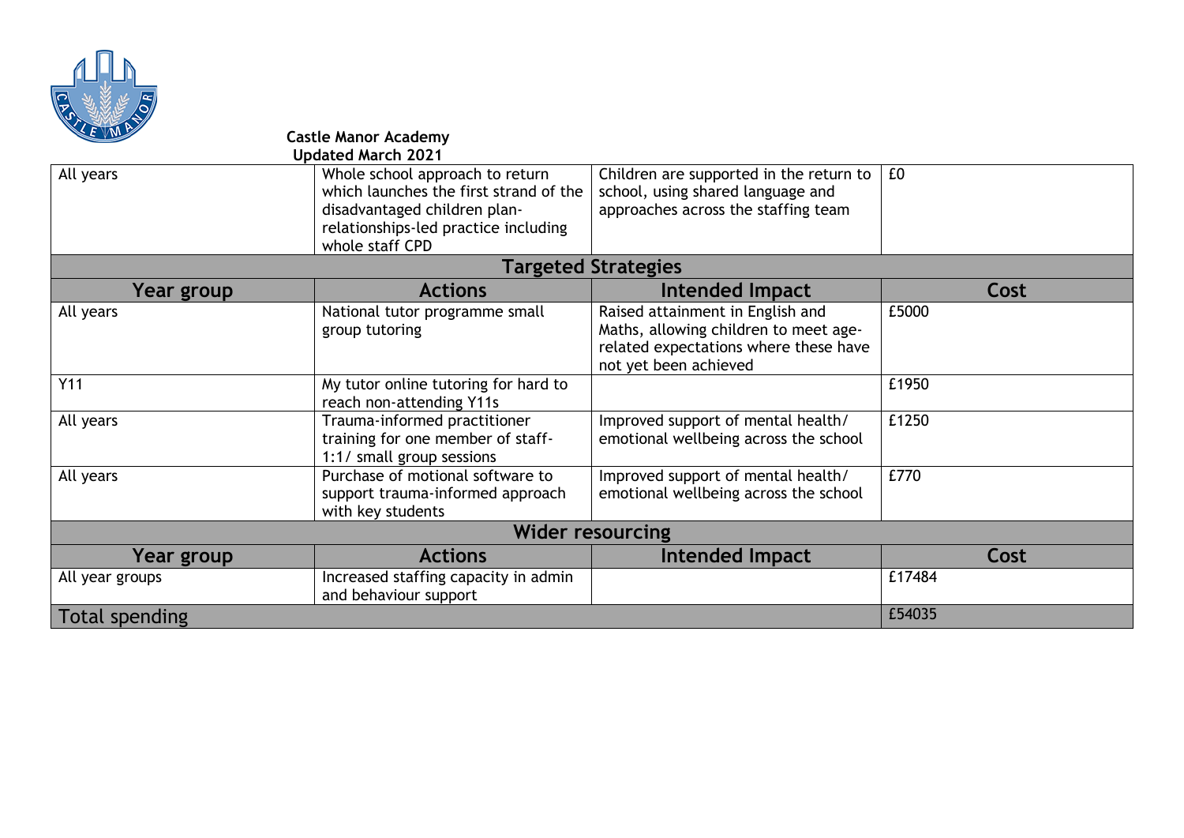**Castle Manor Academy**
**Updated March 2021**

| | | | |
|---|---|---|---|
| All years | Whole school approach to return which launches the first strand of the disadvantaged children plan-relationships-led practice including whole staff CPD | Children are supported in the return to school, using shared language and approaches across the staffing team | £0 |
| **Targeted Strategies** | | | |
| **Year group** | **Actions** | **Intended Impact** | **Cost** |
| All years | National tutor programme small group tutoring | Raised attainment in English and Maths, allowing children to meet age-related expectations where these have not yet been achieved | £5000 |
| Y11 | My tutor online tutoring for hard to reach non-attending Y11s | | £1950 |
| All years | Trauma-informed practitioner training for one member of staff-1:1/ small group sessions | Improved support of mental health/ emotional wellbeing across the school | £1250 |
| All years | Purchase of motional software to support trauma-informed approach with key students | Improved support of mental health/ emotional wellbeing across the school | £770 |
| **Wider resourcing** | | | |
| **Year group** | **Actions** | **Intended Impact** | **Cost** |
| All year groups | Increased staffing capacity in admin and behaviour support | | £17484 |
| Total spending | | | £54035 |